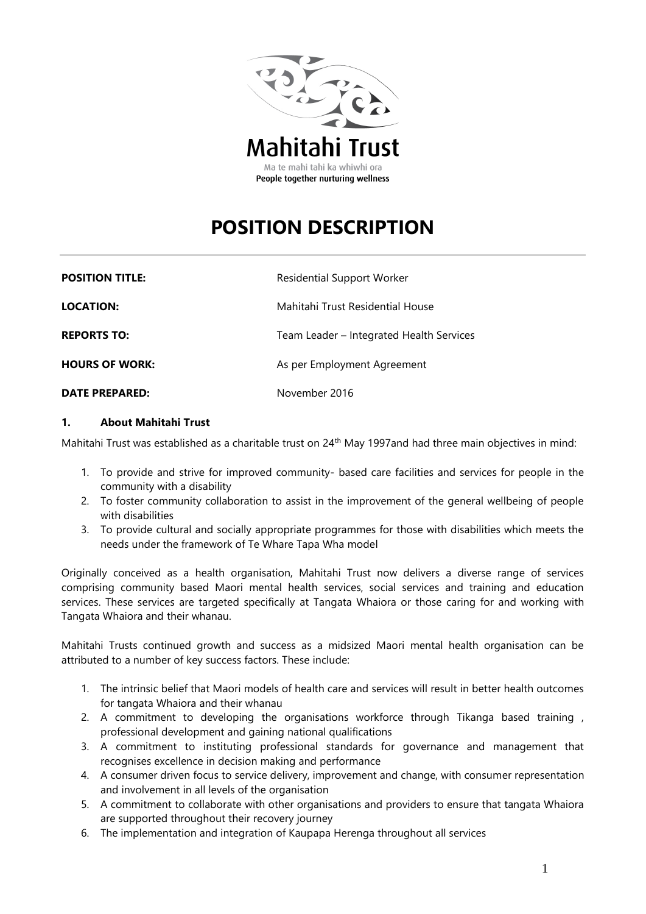Mahitahi Trust

Ma te mahi tahi ka whiwhi ora

People together nurturing wellness

# POSITION DESCRIPTION

| | |
|---|---|
| **POSITION TITLE:** | Residential Support Worker |
| **LOCATION:** | Mahitahi Trust Residential House |
| **REPORTS TO:** | Team Leader – Integrated Health Services |
| **HOURS OF WORK:** | As per Employment Agreement |
| **DATE PREPARED:** | November 2016 |

## 1. About Mahitahi Trust

Mahitahi Trust was established as a charitable trust on 24th May 1997and had three main objectives in mind:

1. To provide and strive for improved community- based care facilities and services for people in the community with a disability
2. To foster community collaboration to assist in the improvement of the general wellbeing of people with disabilities
3. To provide cultural and socially appropriate programmes for those with disabilities which meets the needs under the framework of Te Whare Tapa Wha model

Originally conceived as a health organisation, Mahitahi Trust now delivers a diverse range of services comprising community based Maori mental health services, social services and training and education services. These services are targeted specifically at Tangata Whaiora or those caring for and working with Tangata Whaiora and their whanau.

Mahitahi Trusts continued growth and success as a midsized Maori mental health organisation can be attributed to a number of key success factors. These include:

1. The intrinsic belief that Maori models of health care and services will result in better health outcomes for tangata Whaiora and their whanau
2. A commitment to developing the organisations workforce through Tikanga based training , professional development and gaining national qualifications
3. A commitment to instituting professional standards for governance and management that recognises excellence in decision making and performance
4. A consumer driven focus to service delivery, improvement and change, with consumer representation and involvement in all levels of the organisation
5. A commitment to collaborate with other organisations and providers to ensure that tangata Whaiora are supported throughout their recovery journey
6. The implementation and integration of Kaupapa Herenga throughout all services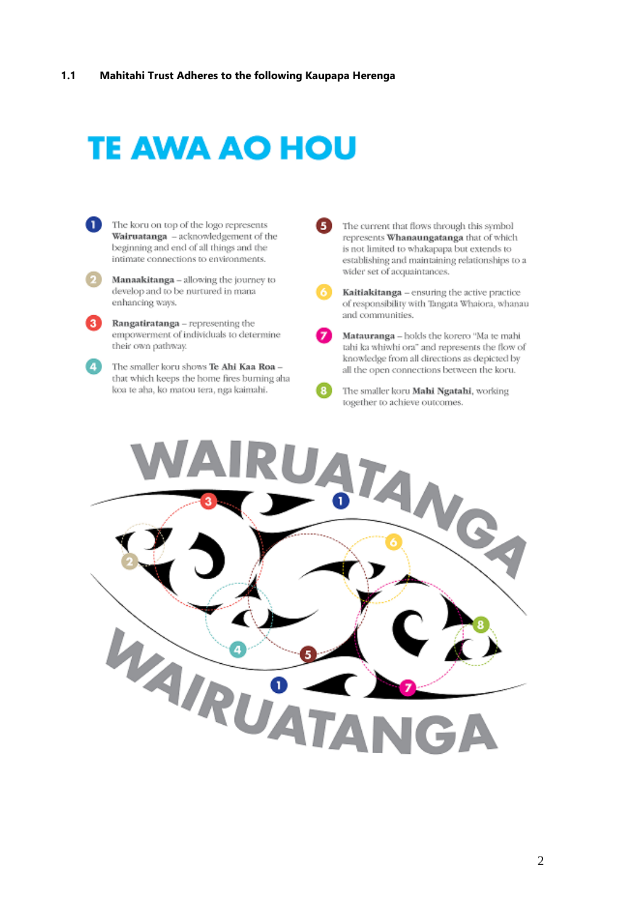### 1.1 Mahitahi Trust Adheres to the following Kaupapa Herenga

# TE AWA AO HOU

1. The koru on top of the logo represents **Wairuatanga** – acknowledgement of the beginning and end of all things and the intimate connections to environments.
2. **Manaakitanga** – allowing the journey to develop and to be nurtured in mana enhancing ways.
3. **Rangatiratanga** – representing the empowerment of individuals to determine their own pathway.
4. The smaller koru shows **Te Ahi Kaa Roa** – that which keeps the home fires burning aha koa te aha, ko matou tera, nga kaimahi.
5. The current that flows through this symbol represents **Whanaungatanga** that of which is not limited to whakapapa but extends to establishing and maintaining relationships to a wider set of acquaintances.
6. **Kaitiakitanga** – ensuring the active practice of responsibility with Tangata Whaiora, whanau and communities.
7. **Matauranga** – holds the korero "Ma te mahi tahi ka whiwhi ora" and represents the flow of knowledge from all directions as depicted by all the open connections between the koru.
8. The smaller koru **Mahi Ngatahi**, working together to achieve outcomes.

WAIRUATANGA

WAIRUATANGA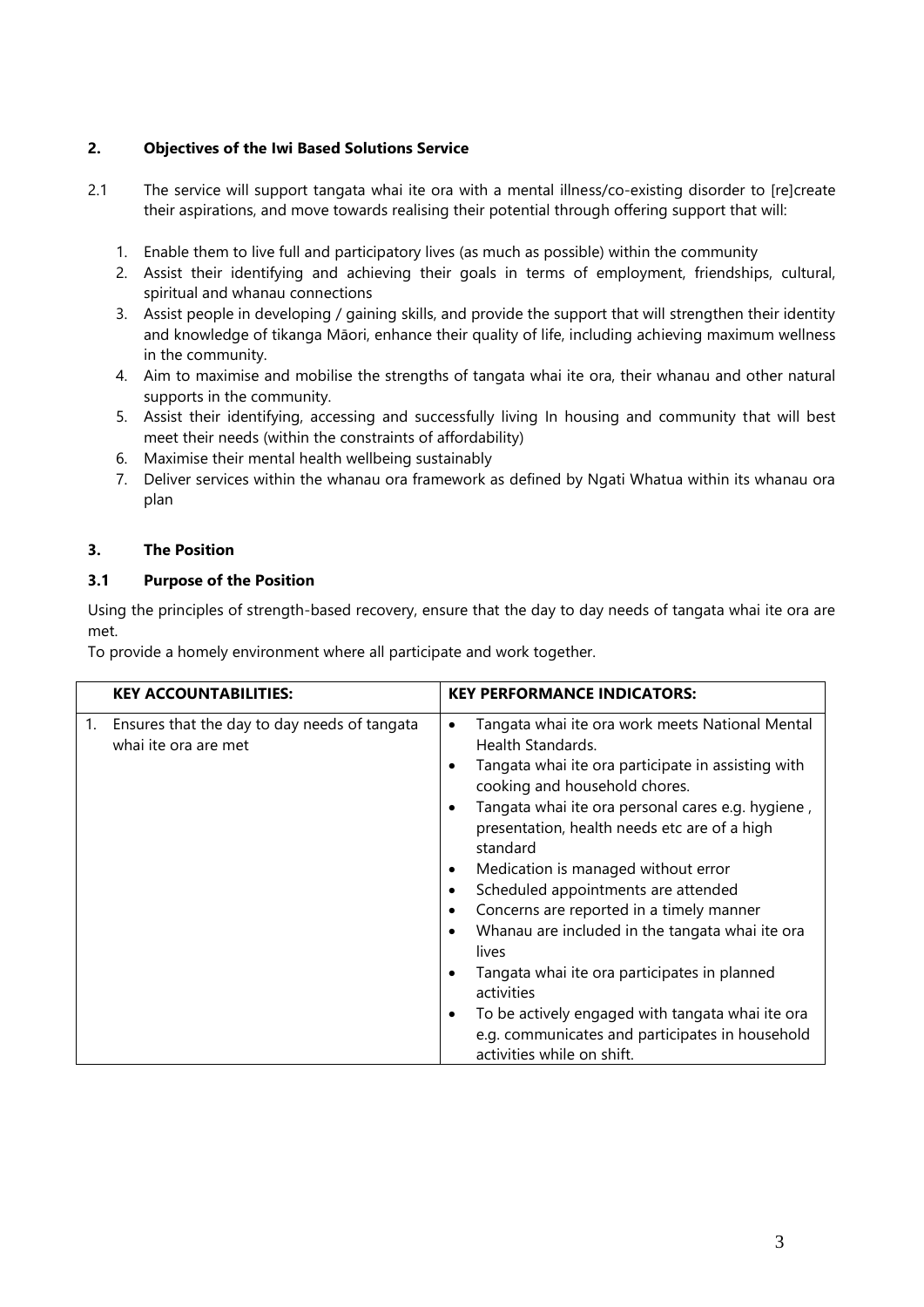## 2. Objectives of the Iwi Based Solutions Service

2.1 The service will support tangata whai ite ora with a mental illness/co-existing disorder to [re]create their aspirations, and move towards realising their potential through offering support that will:

1. Enable them to live full and participatory lives (as much as possible) within the community
2. Assist their identifying and achieving their goals in terms of employment, friendships, cultural, spiritual and whanau connections
3. Assist people in developing / gaining skills, and provide the support that will strengthen their identity and knowledge of tikanga Māori, enhance their quality of life, including achieving maximum wellness in the community.
4. Aim to maximise and mobilise the strengths of tangata whai ite ora, their whanau and other natural supports in the community.
5. Assist their identifying, accessing and successfully living In housing and community that will best meet their needs (within the constraints of affordability)
6. Maximise their mental health wellbeing sustainably
7. Deliver services within the whanau ora framework as defined by Ngati Whatua within its whanau ora plan

## 3. The Position

### 3.1 Purpose of the Position

Using the principles of strength-based recovery, ensure that the day to day needs of tangata whai ite ora are met.

To provide a homely environment where all participate and work together.

| KEY ACCOUNTABILITIES: | KEY PERFORMANCE INDICATORS: |
|---|---|
| 1. Ensures that the day to day needs of tangata whai ite ora are met | • Tangata whai ite ora work meets National Mental Health Standards.<br>• Tangata whai ite ora participate in assisting with cooking and household chores.<br>• Tangata whai ite ora personal cares e.g. hygiene , presentation, health needs etc are of a high standard<br>• Medication is managed without error<br>• Scheduled appointments are attended<br>• Concerns are reported in a timely manner<br>• Whanau are included in the tangata whai ite ora lives<br>• Tangata whai ite ora participates in planned activities<br>• To be actively engaged with tangata whai ite ora e.g. communicates and participates in household activities while on shift. |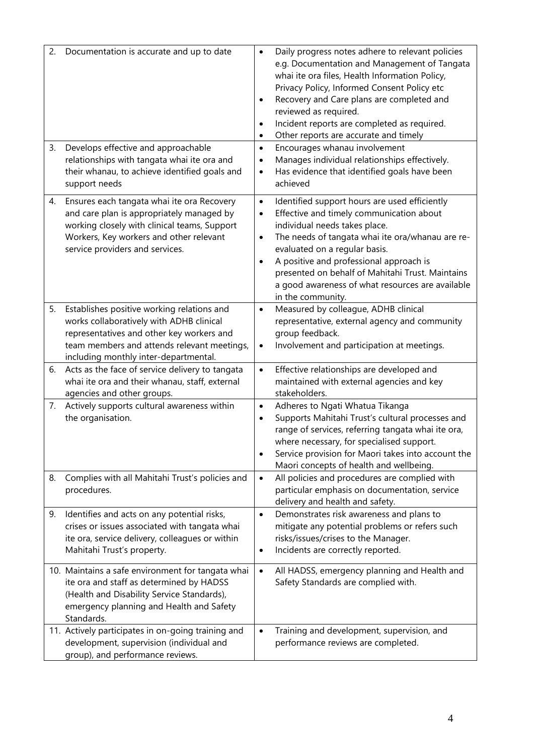| | |
|---|---|
| 2. Documentation is accurate and up to date | • Daily progress notes adhere to relevant policies e.g. Documentation and Management of Tangata whai ite ora files, Health Information Policy, Privacy Policy, Informed Consent Policy etc<br>• Recovery and Care plans are completed and reviewed as required.<br>• Incident reports are completed as required.<br>• Other reports are accurate and timely |
| 3. Develops effective and approachable relationships with tangata whai ite ora and their whanau, to achieve identified goals and support needs | • Encourages whanau involvement<br>• Manages individual relationships effectively.<br>• Has evidence that identified goals have been achieved |
| 4. Ensures each tangata whai ite ora Recovery and care plan is appropriately managed by working closely with clinical teams, Support Workers, Key workers and other relevant service providers and services. | • Identified support hours are used efficiently<br>• Effective and timely communication about individual needs takes place.<br>• The needs of tangata whai ite ora/whanau are re-evaluated on a regular basis.<br>• A positive and professional approach is presented on behalf of Mahitahi Trust. Maintains a good awareness of what resources are available in the community. |
| 5. Establishes positive working relations and works collaboratively with ADHB clinical representatives and other key workers and team members and attends relevant meetings, including monthly inter-departmental. | • Measured by colleague, ADHB clinical representative, external agency and community group feedback.<br>• Involvement and participation at meetings. |
| 6. Acts as the face of service delivery to tangata whai ite ora and their whanau, staff, external agencies and other groups. | • Effective relationships are developed and maintained with external agencies and key stakeholders. |
| 7. Actively supports cultural awareness within the organisation. | • Adheres to Ngati Whatua Tikanga<br>• Supports Mahitahi Trust's cultural processes and range of services, referring tangata whai ite ora, where necessary, for specialised support.<br>• Service provision for Maori takes into account the Maori concepts of health and wellbeing. |
| 8. Complies with all Mahitahi Trust's policies and procedures. | • All policies and procedures are complied with particular emphasis on documentation, service delivery and health and safety. |
| 9. Identifies and acts on any potential risks, crises or issues associated with tangata whai ite ora, service delivery, colleagues or within Mahitahi Trust's property. | • Demonstrates risk awareness and plans to mitigate any potential problems or refers such risks/issues/crises to the Manager.<br>• Incidents are correctly reported. |
| 10. Maintains a safe environment for tangata whai ite ora and staff as determined by HADSS (Health and Disability Service Standards), emergency planning and Health and Safety Standards. | • All HADSS, emergency planning and Health and Safety Standards are complied with. |
| 11. Actively participates in on-going training and development, supervision (individual and group), and performance reviews. | • Training and development, supervision, and performance reviews are completed. |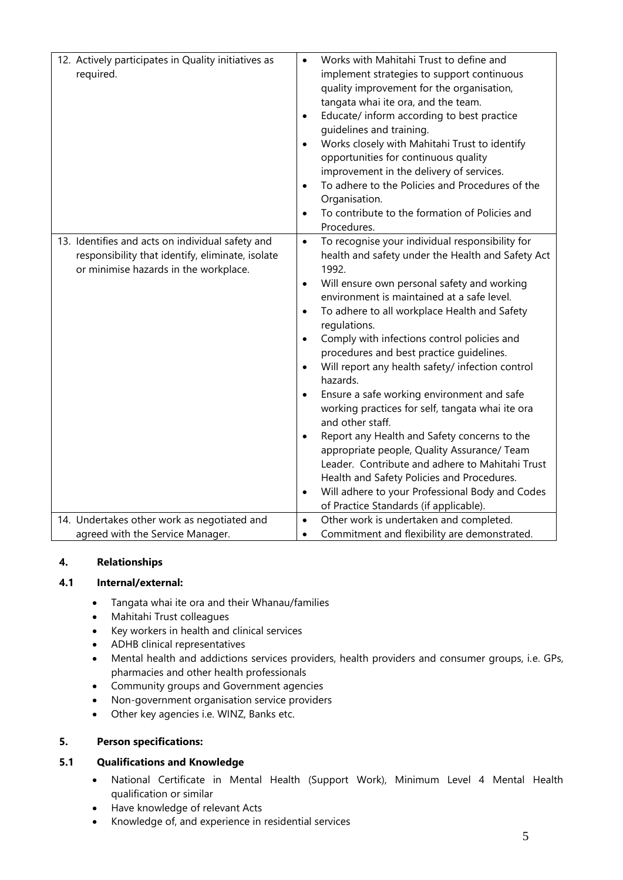| | |
|---|---|
| 12. Actively participates in Quality initiatives as required. | • Works with Mahitahi Trust to define and implement strategies to support continuous quality improvement for the organisation, tangata whai ite ora, and the team.<br>• Educate/ inform according to best practice guidelines and training.<br>• Works closely with Mahitahi Trust to identify opportunities for continuous quality improvement in the delivery of services.<br>• To adhere to the Policies and Procedures of the Organisation.<br>• To contribute to the formation of Policies and Procedures. |
| 13. Identifies and acts on individual safety and responsibility that identify, eliminate, isolate or minimise hazards in the workplace. | • To recognise your individual responsibility for health and safety under the Health and Safety Act 1992.<br>• Will ensure own personal safety and working environment is maintained at a safe level.<br>• To adhere to all workplace Health and Safety regulations.<br>• Comply with infections control policies and procedures and best practice guidelines.<br>• Will report any health safety/ infection control hazards.<br>• Ensure a safe working environment and safe working practices for self, tangata whai ite ora and other staff.<br>• Report any Health and Safety concerns to the appropriate people, Quality Assurance/ Team Leader. Contribute and adhere to Mahitahi Trust Health and Safety Policies and Procedures.<br>• Will adhere to your Professional Body and Codes of Practice Standards (if applicable). |
| 14. Undertakes other work as negotiated and agreed with the Service Manager. | • Other work is undertaken and completed.<br>• Commitment and flexibility are demonstrated. |

## 4. Relationships

### 4.1 Internal/external:

- Tangata whai ite ora and their Whanau/families
- Mahitahi Trust colleagues
- Key workers in health and clinical services
- ADHB clinical representatives
- Mental health and addictions services providers, health providers and consumer groups, i.e. GPs, pharmacies and other health professionals
- Community groups and Government agencies
- Non-government organisation service providers
- Other key agencies i.e. WINZ, Banks etc.

## 5. Person specifications:

### 5.1 Qualifications and Knowledge

- National Certificate in Mental Health (Support Work), Minimum Level 4 Mental Health qualification or similar
- Have knowledge of relevant Acts
- Knowledge of, and experience in residential services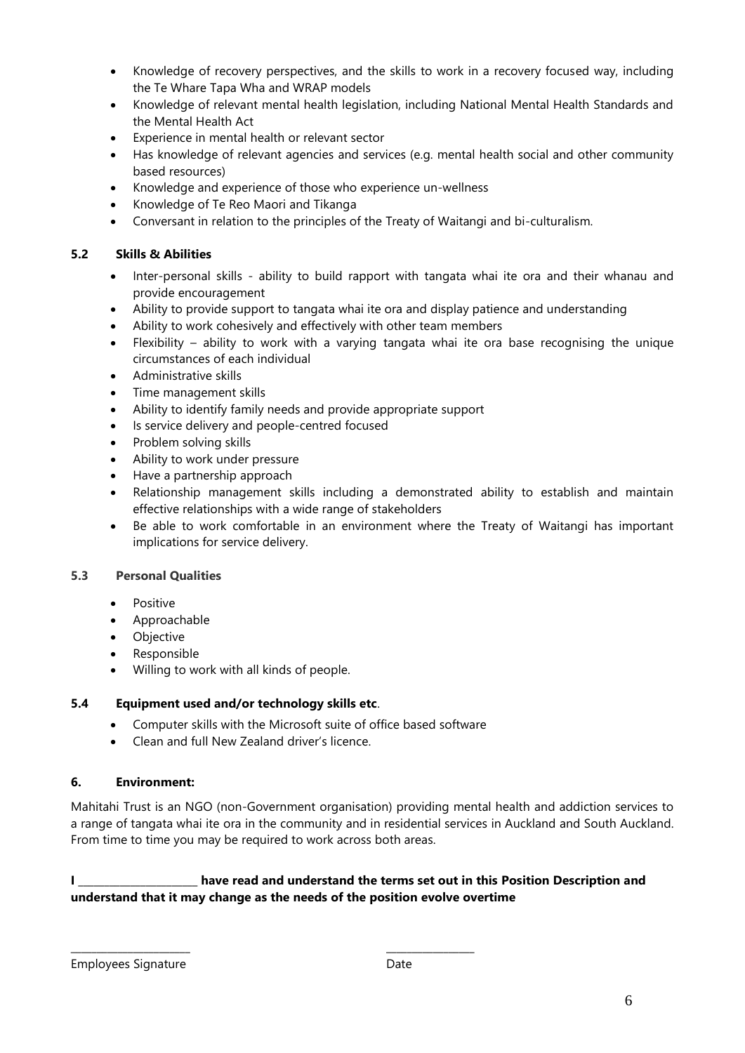- Knowledge of recovery perspectives, and the skills to work in a recovery focused way, including the Te Whare Tapa Wha and WRAP models
- Knowledge of relevant mental health legislation, including National Mental Health Standards and the Mental Health Act
- Experience in mental health or relevant sector
- Has knowledge of relevant agencies and services (e.g. mental health social and other community based resources)
- Knowledge and experience of those who experience un-wellness
- Knowledge of Te Reo Maori and Tikanga
- Conversant in relation to the principles of the Treaty of Waitangi and bi-culturalism.

### 5.2 Skills & Abilities

- Inter-personal skills - ability to build rapport with tangata whai ite ora and their whanau and provide encouragement
- Ability to provide support to tangata whai ite ora and display patience and understanding
- Ability to work cohesively and effectively with other team members
- Flexibility – ability to work with a varying tangata whai ite ora base recognising the unique circumstances of each individual
- Administrative skills
- Time management skills
- Ability to identify family needs and provide appropriate support
- Is service delivery and people-centred focused
- Problem solving skills
- Ability to work under pressure
- Have a partnership approach
- Relationship management skills including a demonstrated ability to establish and maintain effective relationships with a wide range of stakeholders
- Be able to work comfortable in an environment where the Treaty of Waitangi has important implications for service delivery.

### 5.3 Personal Qualities

- Positive
- Approachable
- Objective
- Responsible
- Willing to work with all kinds of people.

### 5.4 Equipment used and/or technology skills etc.

- Computer skills with the Microsoft suite of office based software
- Clean and full New Zealand driver's licence.

## 6. Environment:

Mahitahi Trust is an NGO (non-Government organisation) providing mental health and addiction services to a range of tangata whai ite ora in the community and in residential services in Auckland and South Auckland. From time to time you may be required to work across both areas.

**I ______________________ have read and understand the terms set out in this Position Description and understand that it may change as the needs of the position evolve overtime**

______________________ ________________

Employees Signature Date